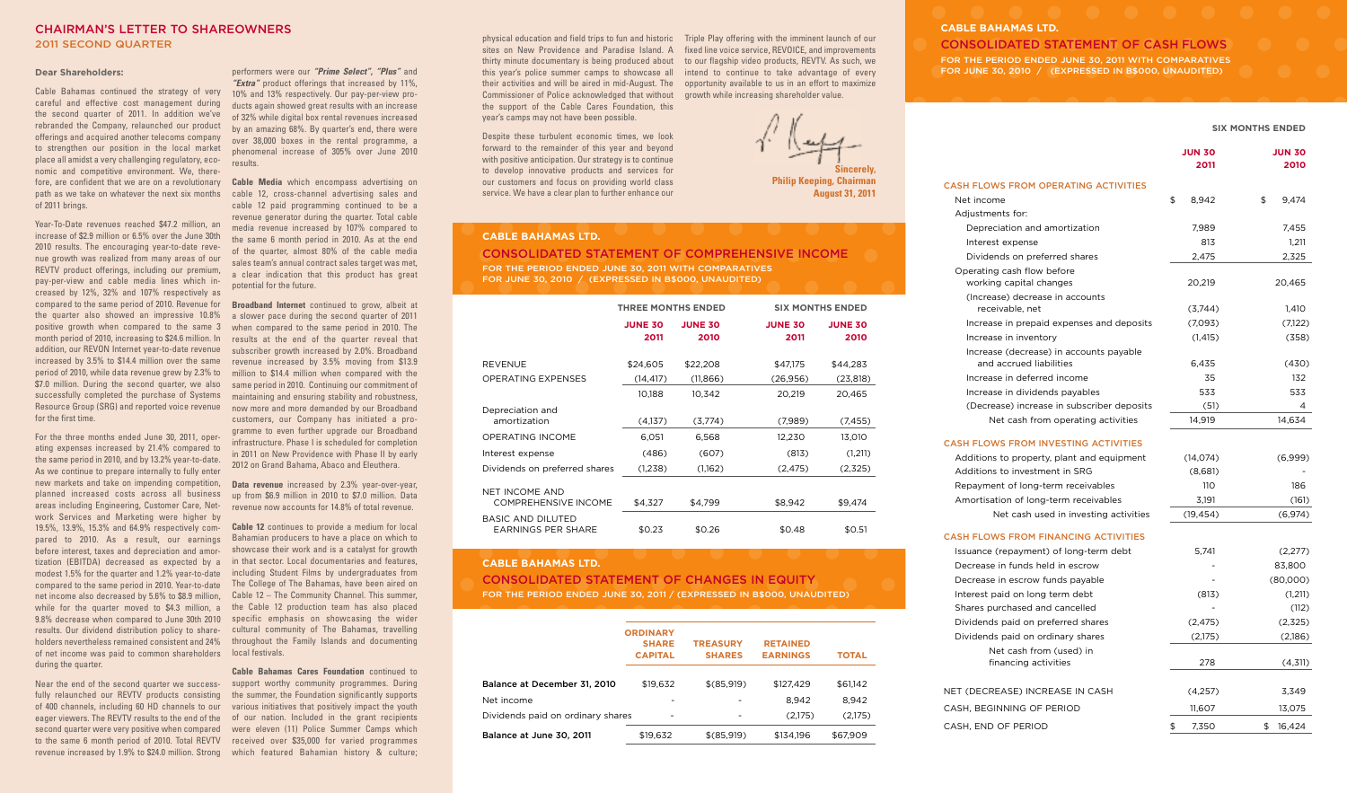# CHAIRMAN'S LETTER TO SHAREOWNERS

## 2011 SECOND QUARTER

**Dear Shareholders:**

Cable Bahamas continued the strategy of very careful and effective cost management during the second quarter of 2011. In addition we've rebranded the Company, relaunched our product offerings and acquired another telecoms company to strengthen our position in the local market place all amidst a very challenging regulatory, economic and competitive environment. We, therefore, are confident that we are on a revolutionary path as we take on whatever the next six months of 2011 brings.

Year-To-Date revenues reached $47.2 million, an increase of $2.9 million or 6.5% over the June 30th 2010 results. The encouraging year-to-date revenue growth was realized from many areas of our REVTV product offerings, including our premium, pay-per-view and cable media lines which increased by 12%, 32% and 107% respectively as compared to the same period of 2010. Revenue for the quarter also showed an impressive 10.8% positive growth when compared to the same 3 month period of 2010, increasing to $24.6 million. In addition, our REVON Internet year-to-date revenue increased by 3.5% to $14.4 million over the same period of 2010, while data revenue grew by 2.3% to $7.0 million. During the second quarter, we also successfully completed the purchase of Systems Resource Group (SRG) and reported voice revenue for the first time.

For the three months ended June 30, 2011, operating expenses increased by 21.4% compared to the same period in 2010, and by 13.2% year-to-date. As we continue to prepare internally to fully enter new markets and take on impending competition, planned increased costs across all business areas including Engineering, Customer Care, Network Services and Marketing were higher by 19.5%, 13.9%, 15.3% and 64.9% respectively compared to 2010. As a result, our earnings before interest, taxes and depreciation and amortization (EBITDA) decreased as expected by a modest 1.5% for the quarter and 1.2% year-to-date compared to the same period in 2010. Year-to-date net income also decreased by 5.6% to $8.9 million, while for the quarter moved to $4.3 million, a 9.8% decrease when compared to June 30th 2010 results. Our dividend distribution policy to shareholders nevertheless remained consistent and 24% of net income was paid to common shareholders during the quarter.

Near the end of the second quarter we successfully relaunched our REVTV products consisting of 400 channels, including 60 HD channels to our eager viewers. The REVTV results to the end of the second quarter were very positive when compared to the same 6 month period of 2010. Total REVTV revenue increased by 1.9% to $24.0 million. Strong performers were our ***"Prime Select"***, ***"Plus"*** and ***"Extra"*** product offerings that increased by 11%, 10% and 13% respectively. Our pay-per-view products again showed great results with an increase of 32% while digital box rental revenues increased by an amazing 68%. By quarter's end, there were over 38,000 boxes in the rental programme, a phenomenal increase of 305% over June 2010 results.

**Cable Media** which encompass advertising on cable 12, cross-channel advertising sales and cable 12 paid programming continued to be a revenue generator during the quarter. Total cable media revenue increased by 107% compared to the same 6 month period in 2010. As at the end of the quarter, almost 80% of the cable media sales team's annual contract sales target was met, a clear indication that this product has great potential for the future.

**Broadband Internet** continued to grow, albeit at a slower pace during the second quarter of 2011 when compared to the same period in 2010. The results at the end of the quarter reveal that subscriber growth increased by 2.0%. Broadband revenue increased by 3.5% moving from $13.9 million to $14.4 million when compared with the same period in 2010. Continuing our commitment of maintaining and ensuring stability and robustness, now more and more demanded by our Broadband customers, our Company has initiated a programme to even further upgrade our Broadband infrastructure. Phase I is scheduled for completion in 2011 on New Providence with Phase II by early 2012 on Grand Bahama, Abaco and Eleuthera.

**Data revenue** increased by 2.3% year-over-year, up from $6.9 million in 2010 to $7.0 million. Data revenue now accounts for 14.8% of total revenue.

**Cable 12** continues to provide a medium for local Bahamian producers to have a place on which to showcase their work and is a catalyst for growth in that sector. Local documentaries and features, including Student Films by undergraduates from The College of The Bahamas, have been aired on Cable 12 – The Community Channel. This summer, the Cable 12 production team has also placed specific emphasis on showcasing the wider cultural community of The Bahamas, travelling throughout the Family Islands and documenting local festivals.

**Cable Bahamas Cares Foundation** continued to support worthy community programmes. During the summer, the Foundation significantly supports various initiatives that positively impact the youth of our nation. Included in the grant recipients were eleven (11) Police Summer Camps which received over $35,000 for varied programmes which featured Bahamian history & culture; physical education and field trips to fun and historic sites on New Providence and Paradise Island. A thirty minute documentary is being produced about this year's police summer camps to showcase all their activities and will be aired in mid-August. The Commissioner of Police acknowledged that without the support of the Cable Cares Foundation, this year's camps may not have been possible.

Despite these turbulent economic times, we look forward to the remainder of this year and beyond with positive anticipation. Our strategy is to continue to develop innovative products and services for our customers and focus on providing world class service. We have a clear plan to further enhance our Triple Play offering with the imminent launch of our fixed line voice service, REVOICE, and improvements to our flagship video products, REVTV. As such, we intend to continue to take advantage of every opportunity available to us in an effort to maximize growth while increasing shareholder value.

Sincerely,
**Philip Keeping, Chairman**
**August 31, 2011**

## CABLE BAHAMAS LTD.

### CONSOLIDATED STATEMENT OF COMPREHENSIVE INCOME

FOR THE PERIOD ENDED JUNE 30, 2011 WITH COMPARATIVES FOR JUNE 30, 2010 / (EXPRESSED IN B$000, UNAUDITED)

| | THREE MONTHS ENDED | | SIX MONTHS ENDED | |
|---|---|---|---|---|
| | JUNE 30 2011 | JUNE 30 2010 | JUNE 30 2011 | JUNE 30 2010 |
| REVENUE | $24,605 | $22,208 | $47,175 | $44,283 |
| OPERATING EXPENSES | (14,417) | (11,866) | (26,956) | (23,818) |
| | 10,188 | 10,342 | 20,219 | 20,465 |
| Depreciation and amortization | (4,137) | (3,774) | (7,989) | (7,455) |
| OPERATING INCOME | 6,051 | 6,568 | 12,230 | 13,010 |
| Interest expense | (486) | (607) | (813) | (1,211) |
| Dividends on preferred shares | (1,238) | (1,162) | (2,475) | (2,325) |
| NET INCOME AND COMPREHENSIVE INCOME | $4,327 | $4,799 | $8,942 | $9,474 |
| BASIC AND DILUTED EARNINGS PER SHARE | $0.23 | $0.26 | $0.48 | $0.51 |

## CABLE BAHAMAS LTD.

### CONSOLIDATED STATEMENT OF CHANGES IN EQUITY

FOR THE PERIOD ENDED JUNE 30, 2011 / (EXPRESSED IN B$000, UNAUDITED)

| | ORDINARY SHARE CAPITAL | TREASURY SHARES | RETAINED EARNINGS | TOTAL |
|---|---|---|---|---|
| **Balance at December 31, 2010** | $19,632 | $(85,919) | $127,429 | $61,142 |
| Net income | - | - | 8,942 | 8,942 |
| Dividends paid on ordinary shares | - | - | (2,175) | (2,175) |
| **Balance at June 30, 2011** | $19,632 | $(85,919) | $134,196 | $67,909 |

## CABLE BAHAMAS LTD.

### CONSOLIDATED STATEMENT OF CASH FLOWS

FOR THE PERIOD ENDED JUNE 30, 2011 WITH COMPARATIVES FOR JUNE 30, 2010 / (EXPRESSED IN B$000, UNAUDITED)

| | SIX MONTHS ENDED | |
|---|---|---|
| | JUN 30 2011 | JUN 30 2010 |
| **CASH FLOWS FROM OPERATING ACTIVITIES** | | |
| Net income | $ 8,942 | $ 9,474 |
| Adjustments for: | | |
| Depreciation and amortization | 7,989 | 7,455 |
| Interest expense | 813 | 1,211 |
| Dividends on preferred shares | 2,475 | 2,325 |
| Operating cash flow before working capital changes | 20,219 | 20,465 |
| (Increase) decrease in accounts receivable, net | (3,744) | 1,410 |
| Increase in prepaid expenses and deposits | (7,093) | (7,122) |
| Increase in inventory | (1,415) | (358) |
| Increase (decrease) in accounts payable and accrued liabilities | 6,435 | (430) |
| Increase in deferred income | 35 | 132 |
| Increase in dividends payables | 533 | 533 |
| (Decrease) increase in subscriber deposits | (51) | 4 |
| Net cash from operating activities | 14,919 | 14,634 |
| **CASH FLOWS FROM INVESTING ACTIVITIES** | | |
| Additions to property, plant and equipment | (14,074) | (6,999) |
| Additions to investment in SRG | (8,681) | - |
| Repayment of long-term receivables | 110 | 186 |
| Amortisation of long-term receivables | 3,191 | (161) |
| Net cash used in investing activities | (19,454) | (6,974) |
| **CASH FLOWS FROM FINANCING ACTIVITIES** | | |
| Issuance (repayment) of long-term debt | 5,741 | (2,277) |
| Decrease in funds held in escrow | - | 83,800 |
| Decrease in escrow funds payable | - | (80,000) |
| Interest paid on long term debt | (813) | (1,211) |
| Shares purchased and cancelled | - | (112) |
| Dividends paid on preferred shares | (2,475) | (2,325) |
| Dividends paid on ordinary shares | (2,175) | (2,186) |
| Net cash from (used) in financing activities | 278 | (4,311) |
| NET (DECREASE) INCREASE IN CASH | (4,257) | 3,349 |
| CASH, BEGINNING OF PERIOD | 11,607 | 13,075 |
| CASH, END OF PERIOD | $ 7,350 | $ 16,424 |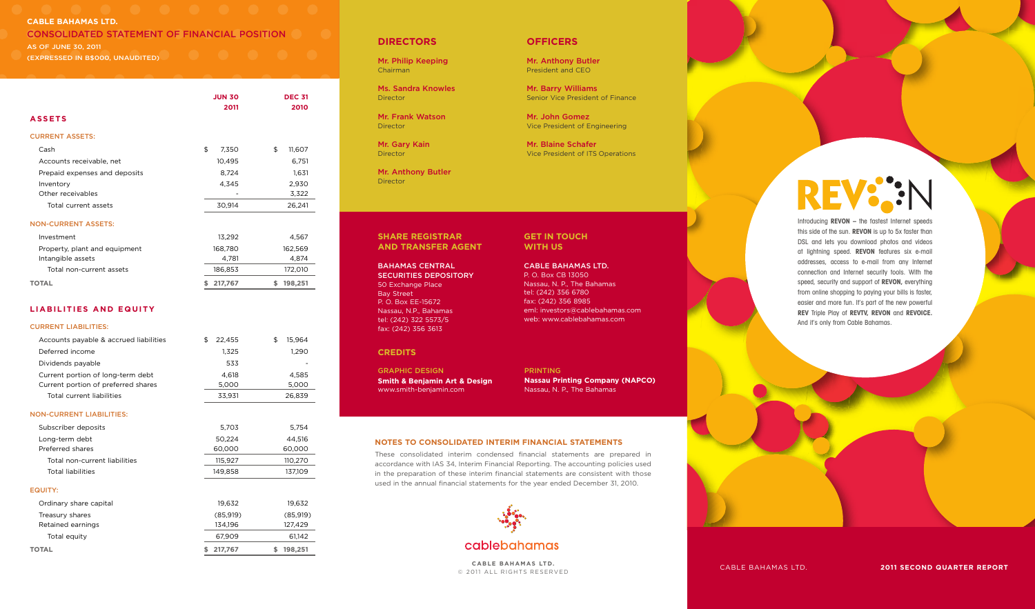**CABLE BAHAMAS LTD.**

## CONSOLIDATED STATEMENT OF FINANCIAL POSITION

AS OF JUNE 30, 2011
(EXPRESSED IN B$000, UNAUDITED)

| | JUN 30 2011 | DEC 31 2010 |
|---|---|---|
| **ASSETS** | | |
| CURRENT ASSETS: | | |
| Cash | $ 7,350 | $ 11,607 |
| Accounts receivable, net | 10,495 | 6,751 |
| Prepaid expenses and deposits | 8,724 | 1,631 |
| Inventory | 4,345 | 2,930 |
| Other receivables | - | 3,322 |
| Total current assets | 30,914 | 26,241 |
| NON-CURRENT ASSETS: | | |
| Investment | 13,292 | 4,567 |
| Property, plant and equipment | 168,780 | 162,569 |
| Intangible assets | 4,781 | 4,874 |
| Total non-current assets | 186,853 | 172,010 |
| **TOTAL** | **$ 217,767** | **$ 198,251** |

| | JUN 30 2011 | DEC 31 2010 |
|---|---|---|
| **LIABILITIES AND EQUITY** | | |
| CURRENT LIABILITIES: | | |
| Accounts payable & accrued liabilities | $ 22,455 | $ 15,964 |
| Deferred income | 1,325 | 1,290 |
| Dividends payable | 533 | - |
| Current portion of long-term debt | 4,618 | 4,585 |
| Current portion of preferred shares | 5,000 | 5,000 |
| Total current liabilities | 33,931 | 26,839 |
| NON-CURRENT LIABILITIES: | | |
| Subscriber deposits | 5,703 | 5,754 |
| Long-term debt | 50,224 | 44,516 |
| Preferred shares | 60,000 | 60,000 |
| Total non-current liabilities | 115,927 | 110,270 |
| Total liabilities | 149,858 | 137,109 |
| EQUITY: | | |
| Ordinary share capital | 19,632 | 19,632 |
| Treasury shares | (85,919) | (85,919) |
| Retained earnings | 134,196 | 127,429 |
| Total equity | 67,909 | 61,142 |
| **TOTAL** | **$ 217,767** | **$ 198,251** |

## DIRECTORS

Mr. Philip Keeping
Chairman

Ms. Sandra Knowles
Director

Mr. Frank Watson
Director

Mr. Gary Kain
Director

Mr. Anthony Butler
Director

## OFFICERS

Mr. Anthony Butler
President and CEO

Mr. Barry Williams
Senior Vice President of Finance

Mr. John Gomez
Vice President of Engineering

Mr. Blaine Schafer
Vice President of ITS Operations

## SHARE REGISTRAR AND TRANSFER AGENT

BAHAMAS CENTRAL SECURITIES DEPOSITORY
50 Exchange Place
Bay Street
P. O. Box EE-15672
Nassau, N.P., Bahamas
tel: (242) 322 5573/5
fax: (242) 356 3613

## GET IN TOUCH WITH US

CABLE BAHAMAS LTD.
P. O. Box CB 13050
Nassau, N. P., The Bahamas
tel: (242) 356 6780
fax: (242) 356 8985
eml: investors@cablebahamas.com
web: www.cablebahamas.com

## CREDITS

GRAPHIC DESIGN
**Smith & Benjamin Art & Design**
www.smith-benjamin.com

PRINTING
**Nassau Printing Company (NAPCO)**
Nassau, N. P., The Bahamas

### NOTES TO CONSOLIDATED INTERIM FINANCIAL STATEMENTS

These consolidated interim condensed financial statements are prepared in accordance with IAS 34, Interim Financial Reporting. The accounting policies used in the preparation of these interim financial statements are consistent with those used in the annual financial statements for the year ended December 31, 2010.

cablebahamas

**CABLE BAHAMAS LTD.**
© 2011 ALL RIGHTS RESERVED

REVON

Introducing **REVON** – the fastest Internet speeds this side of the sun. **REVON** is up to 5x faster than DSL and lets you download photos and videos at lightning speed. **REVON** features six e-mail addresses, access to e-mail from any Internet connection and Internet security tools. With the speed, security and support of **REVON,** everything from online shopping to paying your bills is faster, easier and more fun. It's part of the new powerful **REV** Triple Play of **REVTV, REVON** and **REVOICE.** And it's only from Cable Bahamas.

CABLE BAHAMAS LTD. **2011 SECOND QUARTER REPORT**